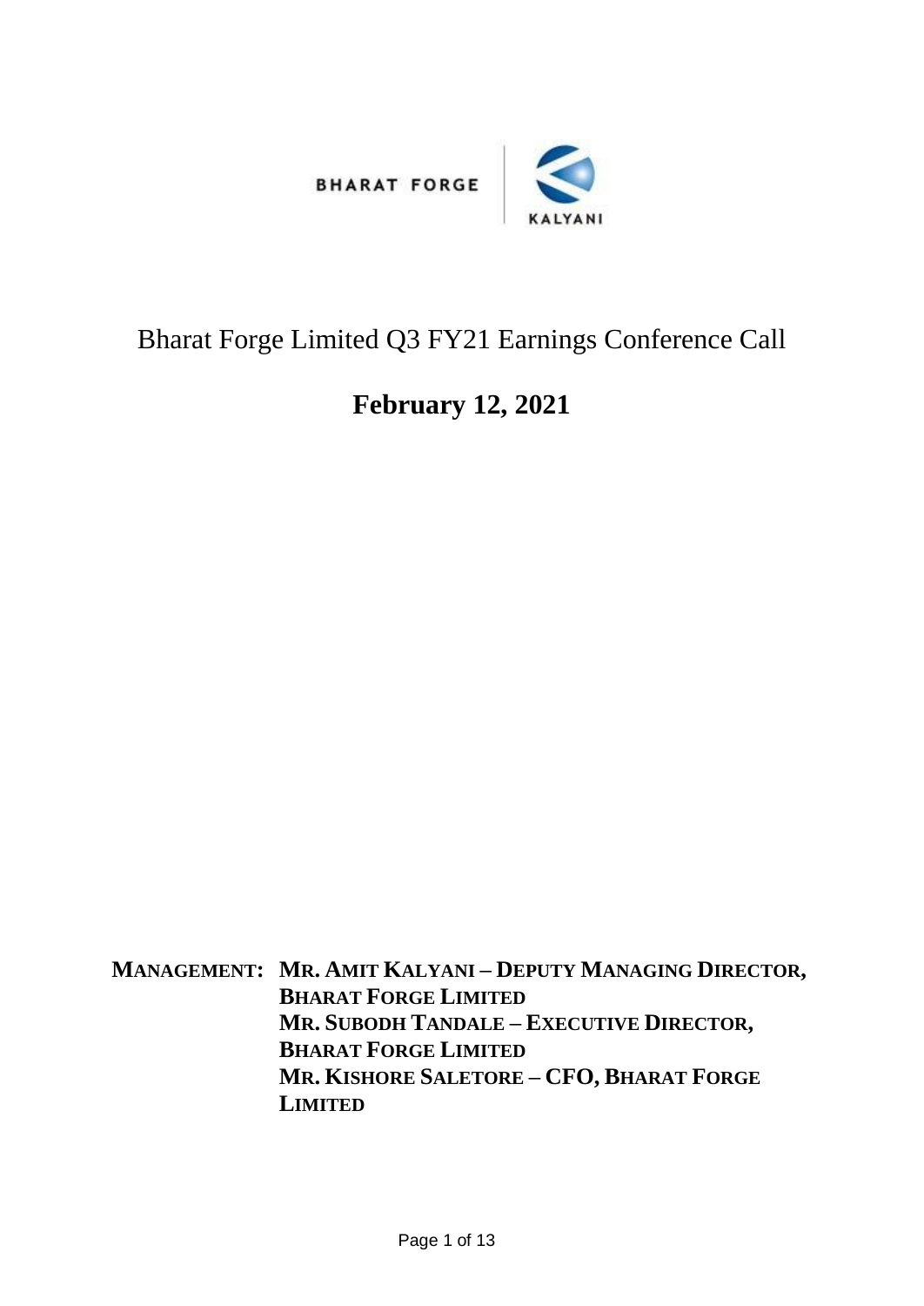BHARAT FORGE | KALYANI

# Bharat Forge Limited Q3 FY21 Earnings Conference Call

## February 12, 2021

**MANAGEMENT:** **MR. AMIT KALYANI – DEPUTY MANAGING DIRECTOR, BHARAT FORGE LIMITED**
**MR. SUBODH TANDALE – EXECUTIVE DIRECTOR, BHARAT FORGE LIMITED**
**MR. KISHORE SALETORE – CFO, BHARAT FORGE LIMITED**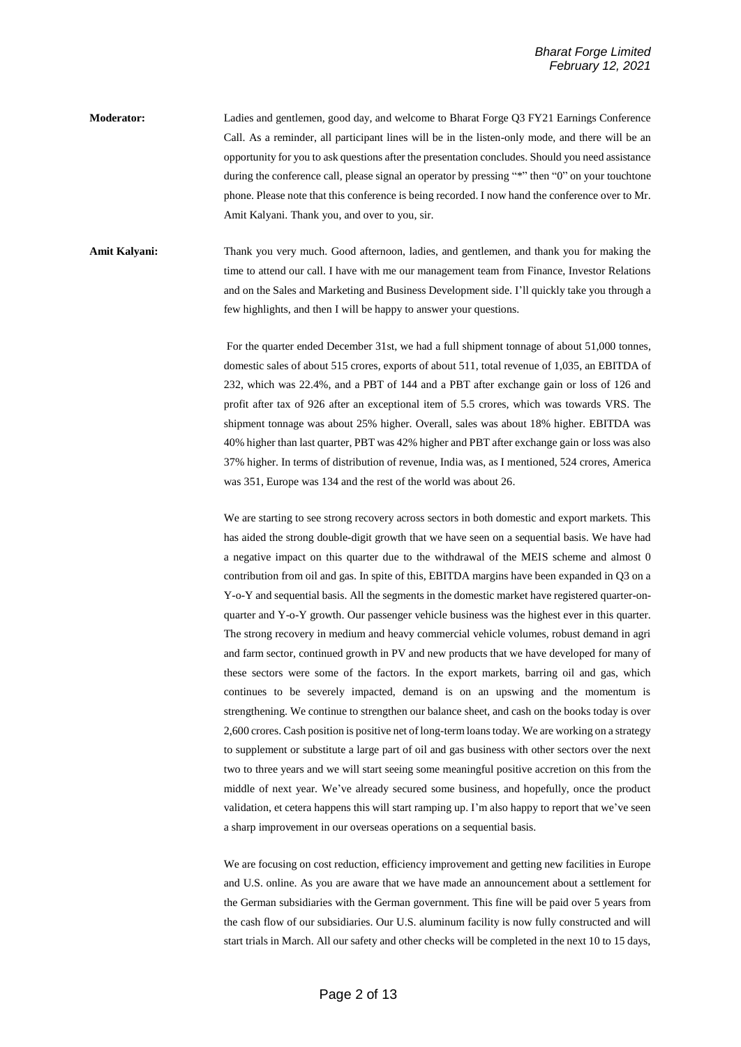**Moderator:** Ladies and gentlemen, good day, and welcome to Bharat Forge Q3 FY21 Earnings Conference Call. As a reminder, all participant lines will be in the listen-only mode, and there will be an opportunity for you to ask questions after the presentation concludes. Should you need assistance during the conference call, please signal an operator by pressing "*" then "0" on your touchtone phone. Please note that this conference is being recorded. I now hand the conference over to Mr. Amit Kalyani. Thank you, and over to you, sir.

**Amit Kalyani:** Thank you very much. Good afternoon, ladies, and gentlemen, and thank you for making the time to attend our call. I have with me our management team from Finance, Investor Relations and on the Sales and Marketing and Business Development side. I'll quickly take you through a few highlights, and then I will be happy to answer your questions.

For the quarter ended December 31st, we had a full shipment tonnage of about 51,000 tonnes, domestic sales of about 515 crores, exports of about 511, total revenue of 1,035, an EBITDA of 232, which was 22.4%, and a PBT of 144 and a PBT after exchange gain or loss of 126 and profit after tax of 926 after an exceptional item of 5.5 crores, which was towards VRS. The shipment tonnage was about 25% higher. Overall, sales was about 18% higher. EBITDA was 40% higher than last quarter, PBT was 42% higher and PBT after exchange gain or loss was also 37% higher. In terms of distribution of revenue, India was, as I mentioned, 524 crores, America was 351, Europe was 134 and the rest of the world was about 26.

We are starting to see strong recovery across sectors in both domestic and export markets. This has aided the strong double-digit growth that we have seen on a sequential basis. We have had a negative impact on this quarter due to the withdrawal of the MEIS scheme and almost 0 contribution from oil and gas. In spite of this, EBITDA margins have been expanded in Q3 on a Y-o-Y and sequential basis. All the segments in the domestic market have registered quarter-on-quarter and Y-o-Y growth. Our passenger vehicle business was the highest ever in this quarter. The strong recovery in medium and heavy commercial vehicle volumes, robust demand in agri and farm sector, continued growth in PV and new products that we have developed for many of these sectors were some of the factors. In the export markets, barring oil and gas, which continues to be severely impacted, demand is on an upswing and the momentum is strengthening. We continue to strengthen our balance sheet, and cash on the books today is over 2,600 crores. Cash position is positive net of long-term loans today. We are working on a strategy to supplement or substitute a large part of oil and gas business with other sectors over the next two to three years and we will start seeing some meaningful positive accretion on this from the middle of next year. We've already secured some business, and hopefully, once the product validation, et cetera happens this will start ramping up. I'm also happy to report that we've seen a sharp improvement in our overseas operations on a sequential basis.

We are focusing on cost reduction, efficiency improvement and getting new facilities in Europe and U.S. online. As you are aware that we have made an announcement about a settlement for the German subsidiaries with the German government. This fine will be paid over 5 years from the cash flow of our subsidiaries. Our U.S. aluminum facility is now fully constructed and will start trials in March. All our safety and other checks will be completed in the next 10 to 15 days,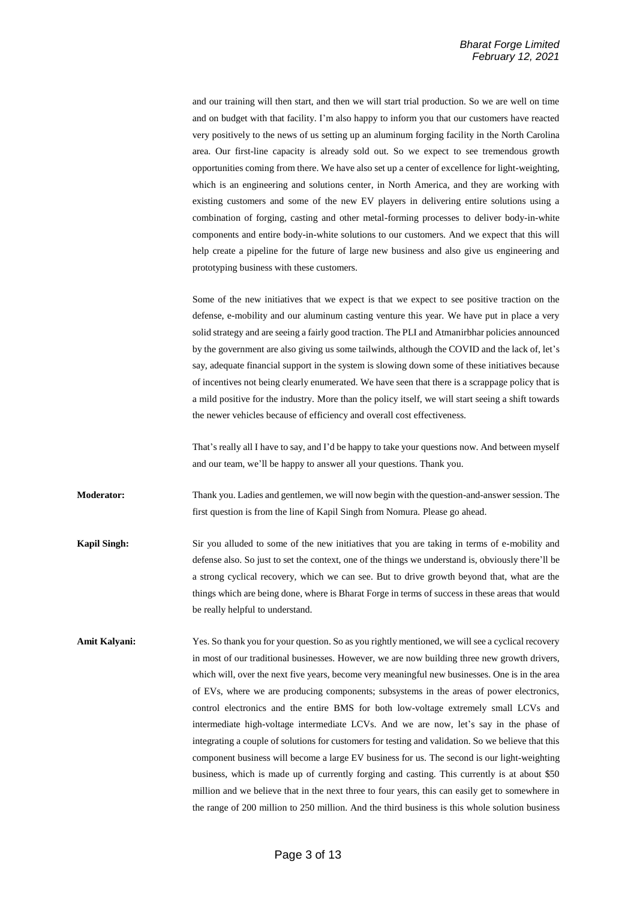and our training will then start, and then we will start trial production. So we are well on time and on budget with that facility. I'm also happy to inform you that our customers have reacted very positively to the news of us setting up an aluminum forging facility in the North Carolina area. Our first-line capacity is already sold out. So we expect to see tremendous growth opportunities coming from there. We have also set up a center of excellence for light-weighting, which is an engineering and solutions center, in North America, and they are working with existing customers and some of the new EV players in delivering entire solutions using a combination of forging, casting and other metal-forming processes to deliver body-in-white components and entire body-in-white solutions to our customers. And we expect that this will help create a pipeline for the future of large new business and also give us engineering and prototyping business with these customers.

Some of the new initiatives that we expect is that we expect to see positive traction on the defense, e-mobility and our aluminum casting venture this year. We have put in place a very solid strategy and are seeing a fairly good traction. The PLI and Atmanirbhar policies announced by the government are also giving us some tailwinds, although the COVID and the lack of, let's say, adequate financial support in the system is slowing down some of these initiatives because of incentives not being clearly enumerated. We have seen that there is a scrappage policy that is a mild positive for the industry. More than the policy itself, we will start seeing a shift towards the newer vehicles because of efficiency and overall cost effectiveness.

That's really all I have to say, and I'd be happy to take your questions now. And between myself and our team, we'll be happy to answer all your questions. Thank you.

**Moderator:** Thank you. Ladies and gentlemen, we will now begin with the question-and-answer session. The first question is from the line of Kapil Singh from Nomura. Please go ahead.

**Kapil Singh:** Sir you alluded to some of the new initiatives that you are taking in terms of e-mobility and defense also. So just to set the context, one of the things we understand is, obviously there'll be a strong cyclical recovery, which we can see. But to drive growth beyond that, what are the things which are being done, where is Bharat Forge in terms of success in these areas that would be really helpful to understand.

**Amit Kalyani:** Yes. So thank you for your question. So as you rightly mentioned, we will see a cyclical recovery in most of our traditional businesses. However, we are now building three new growth drivers, which will, over the next five years, become very meaningful new businesses. One is in the area of EVs, where we are producing components; subsystems in the areas of power electronics, control electronics and the entire BMS for both low-voltage extremely small LCVs and intermediate high-voltage intermediate LCVs. And we are now, let's say in the phase of integrating a couple of solutions for customers for testing and validation. So we believe that this component business will become a large EV business for us. The second is our light-weighting business, which is made up of currently forging and casting. This currently is at about $50 million and we believe that in the next three to four years, this can easily get to somewhere in the range of 200 million to 250 million. And the third business is this whole solution business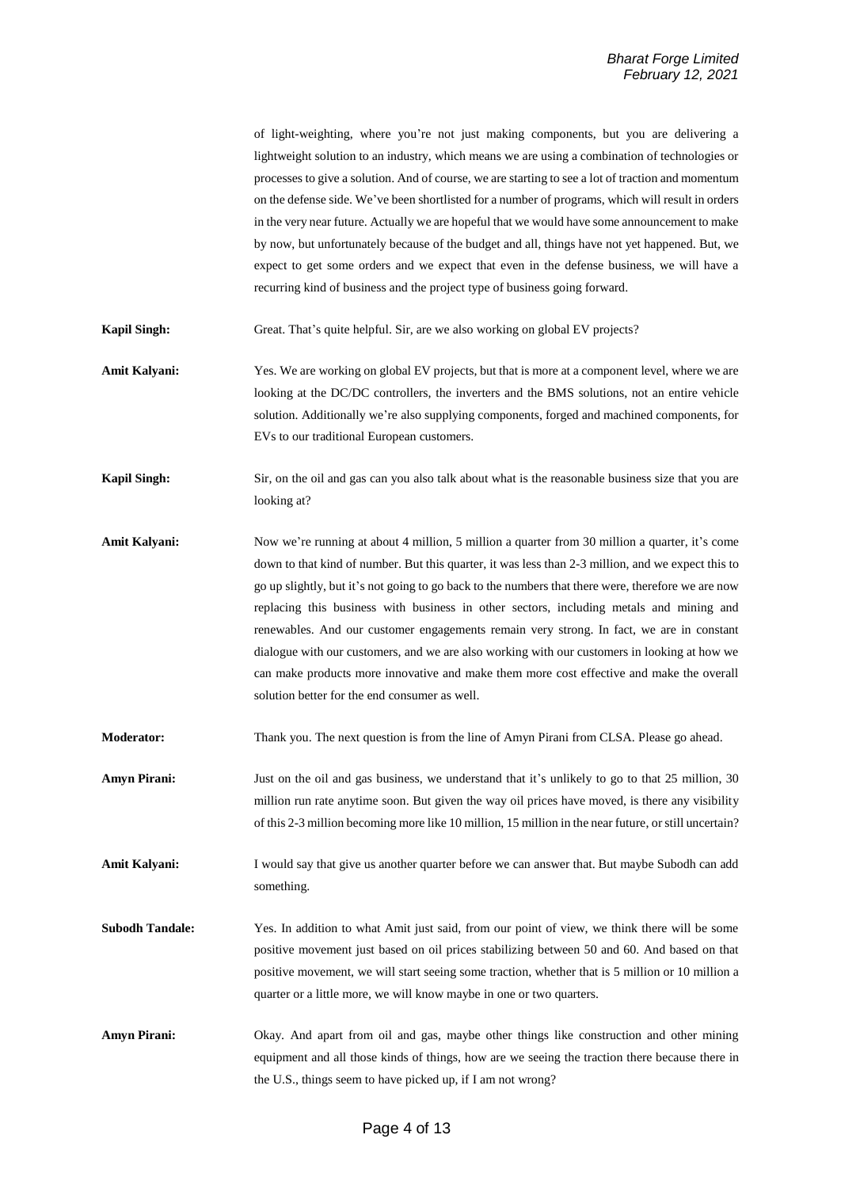of light-weighting, where you're not just making components, but you are delivering a lightweight solution to an industry, which means we are using a combination of technologies or processes to give a solution. And of course, we are starting to see a lot of traction and momentum on the defense side. We've been shortlisted for a number of programs, which will result in orders in the very near future. Actually we are hopeful that we would have some announcement to make by now, but unfortunately because of the budget and all, things have not yet happened. But, we expect to get some orders and we expect that even in the defense business, we will have a recurring kind of business and the project type of business going forward.

**Kapil Singh:** Great. That's quite helpful. Sir, are we also working on global EV projects?

**Amit Kalyani:** Yes. We are working on global EV projects, but that is more at a component level, where we are looking at the DC/DC controllers, the inverters and the BMS solutions, not an entire vehicle solution. Additionally we're also supplying components, forged and machined components, for EVs to our traditional European customers.

**Kapil Singh:** Sir, on the oil and gas can you also talk about what is the reasonable business size that you are looking at?

**Amit Kalyani:** Now we're running at about 4 million, 5 million a quarter from 30 million a quarter, it's come down to that kind of number. But this quarter, it was less than 2-3 million, and we expect this to go up slightly, but it's not going to go back to the numbers that there were, therefore we are now replacing this business with business in other sectors, including metals and mining and renewables. And our customer engagements remain very strong. In fact, we are in constant dialogue with our customers, and we are also working with our customers in looking at how we can make products more innovative and make them more cost effective and make the overall solution better for the end consumer as well.

**Moderator:** Thank you. The next question is from the line of Amyn Pirani from CLSA. Please go ahead.

**Amyn Pirani:** Just on the oil and gas business, we understand that it's unlikely to go to that 25 million, 30 million run rate anytime soon. But given the way oil prices have moved, is there any visibility of this 2-3 million becoming more like 10 million, 15 million in the near future, or still uncertain?

**Amit Kalyani:** I would say that give us another quarter before we can answer that. But maybe Subodh can add something.

**Subodh Tandale:** Yes. In addition to what Amit just said, from our point of view, we think there will be some positive movement just based on oil prices stabilizing between 50 and 60. And based on that positive movement, we will start seeing some traction, whether that is 5 million or 10 million a quarter or a little more, we will know maybe in one or two quarters.

**Amyn Pirani:** Okay. And apart from oil and gas, maybe other things like construction and other mining equipment and all those kinds of things, how are we seeing the traction there because there in the U.S., things seem to have picked up, if I am not wrong?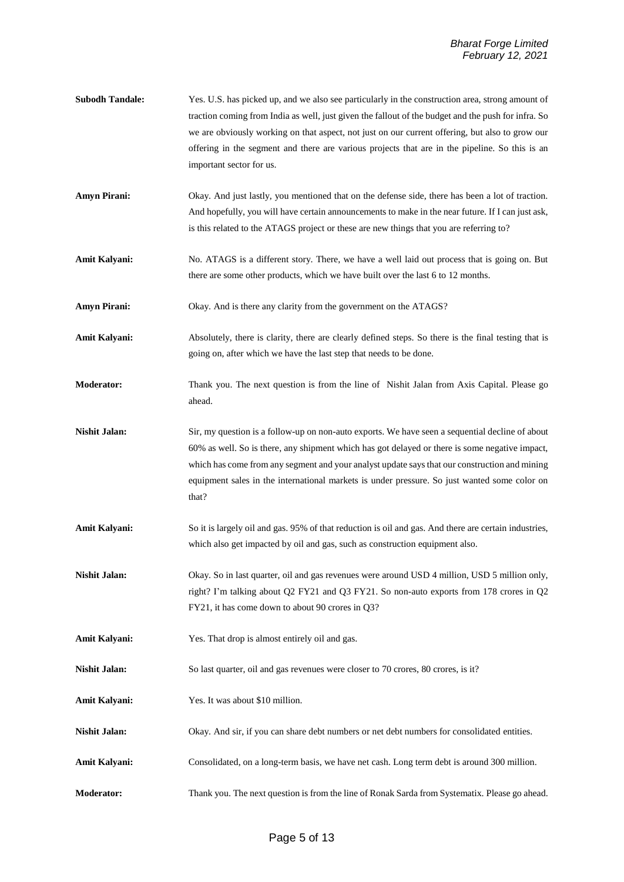**Subodh Tandale:** Yes. U.S. has picked up, and we also see particularly in the construction area, strong amount of traction coming from India as well, just given the fallout of the budget and the push for infra. So we are obviously working on that aspect, not just on our current offering, but also to grow our offering in the segment and there are various projects that are in the pipeline. So this is an important sector for us.

**Amyn Pirani:** Okay. And just lastly, you mentioned that on the defense side, there has been a lot of traction. And hopefully, you will have certain announcements to make in the near future. If I can just ask, is this related to the ATAGS project or these are new things that you are referring to?

**Amit Kalyani:** No. ATAGS is a different story. There, we have a well laid out process that is going on. But there are some other products, which we have built over the last 6 to 12 months.

**Amyn Pirani:** Okay. And is there any clarity from the government on the ATAGS?

**Amit Kalyani:** Absolutely, there is clarity, there are clearly defined steps. So there is the final testing that is going on, after which we have the last step that needs to be done.

**Moderator:** Thank you. The next question is from the line of Nishit Jalan from Axis Capital. Please go ahead.

**Nishit Jalan:** Sir, my question is a follow-up on non-auto exports. We have seen a sequential decline of about 60% as well. So is there, any shipment which has got delayed or there is some negative impact, which has come from any segment and your analyst update says that our construction and mining equipment sales in the international markets is under pressure. So just wanted some color on that?

**Amit Kalyani:** So it is largely oil and gas. 95% of that reduction is oil and gas. And there are certain industries, which also get impacted by oil and gas, such as construction equipment also.

**Nishit Jalan:** Okay. So in last quarter, oil and gas revenues were around USD 4 million, USD 5 million only, right? I'm talking about Q2 FY21 and Q3 FY21. So non-auto exports from 178 crores in Q2 FY21, it has come down to about 90 crores in Q3?

**Amit Kalyani:** Yes. That drop is almost entirely oil and gas.

**Nishit Jalan:** So last quarter, oil and gas revenues were closer to 70 crores, 80 crores, is it?

**Amit Kalyani:** Yes. It was about $10 million.

**Nishit Jalan:** Okay. And sir, if you can share debt numbers or net debt numbers for consolidated entities.

**Amit Kalyani:** Consolidated, on a long-term basis, we have net cash. Long term debt is around 300 million.

**Moderator:** Thank you. The next question is from the line of Ronak Sarda from Systematix. Please go ahead.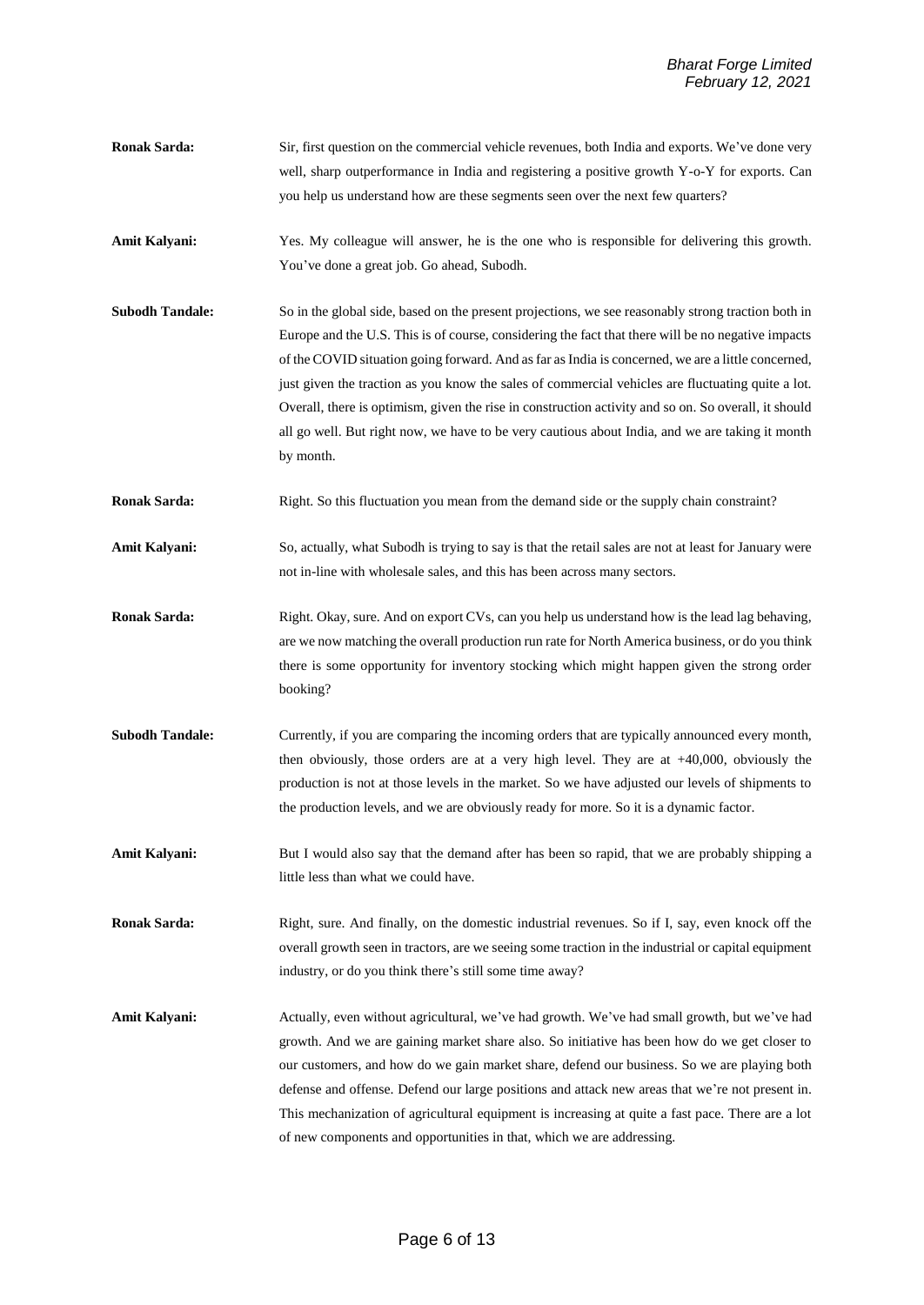**Ronak Sarda:** Sir, first question on the commercial vehicle revenues, both India and exports. We've done very well, sharp outperformance in India and registering a positive growth Y-o-Y for exports. Can you help us understand how are these segments seen over the next few quarters?

**Amit Kalyani:** Yes. My colleague will answer, he is the one who is responsible for delivering this growth. You've done a great job. Go ahead, Subodh.

**Subodh Tandale:** So in the global side, based on the present projections, we see reasonably strong traction both in Europe and the U.S. This is of course, considering the fact that there will be no negative impacts of the COVID situation going forward. And as far as India is concerned, we are a little concerned, just given the traction as you know the sales of commercial vehicles are fluctuating quite a lot. Overall, there is optimism, given the rise in construction activity and so on. So overall, it should all go well. But right now, we have to be very cautious about India, and we are taking it month by month.

**Ronak Sarda:** Right. So this fluctuation you mean from the demand side or the supply chain constraint?

**Amit Kalyani:** So, actually, what Subodh is trying to say is that the retail sales are not at least for January were not in-line with wholesale sales, and this has been across many sectors.

**Ronak Sarda:** Right. Okay, sure. And on export CVs, can you help us understand how is the lead lag behaving, are we now matching the overall production run rate for North America business, or do you think there is some opportunity for inventory stocking which might happen given the strong order booking?

**Subodh Tandale:** Currently, if you are comparing the incoming orders that are typically announced every month, then obviously, those orders are at a very high level. They are at +40,000, obviously the production is not at those levels in the market. So we have adjusted our levels of shipments to the production levels, and we are obviously ready for more. So it is a dynamic factor.

**Amit Kalyani:** But I would also say that the demand after has been so rapid, that we are probably shipping a little less than what we could have.

**Ronak Sarda:** Right, sure. And finally, on the domestic industrial revenues. So if I, say, even knock off the overall growth seen in tractors, are we seeing some traction in the industrial or capital equipment industry, or do you think there's still some time away?

**Amit Kalyani:** Actually, even without agricultural, we've had growth. We've had small growth, but we've had growth. And we are gaining market share also. So initiative has been how do we get closer to our customers, and how do we gain market share, defend our business. So we are playing both defense and offense. Defend our large positions and attack new areas that we're not present in. This mechanization of agricultural equipment is increasing at quite a fast pace. There are a lot of new components and opportunities in that, which we are addressing.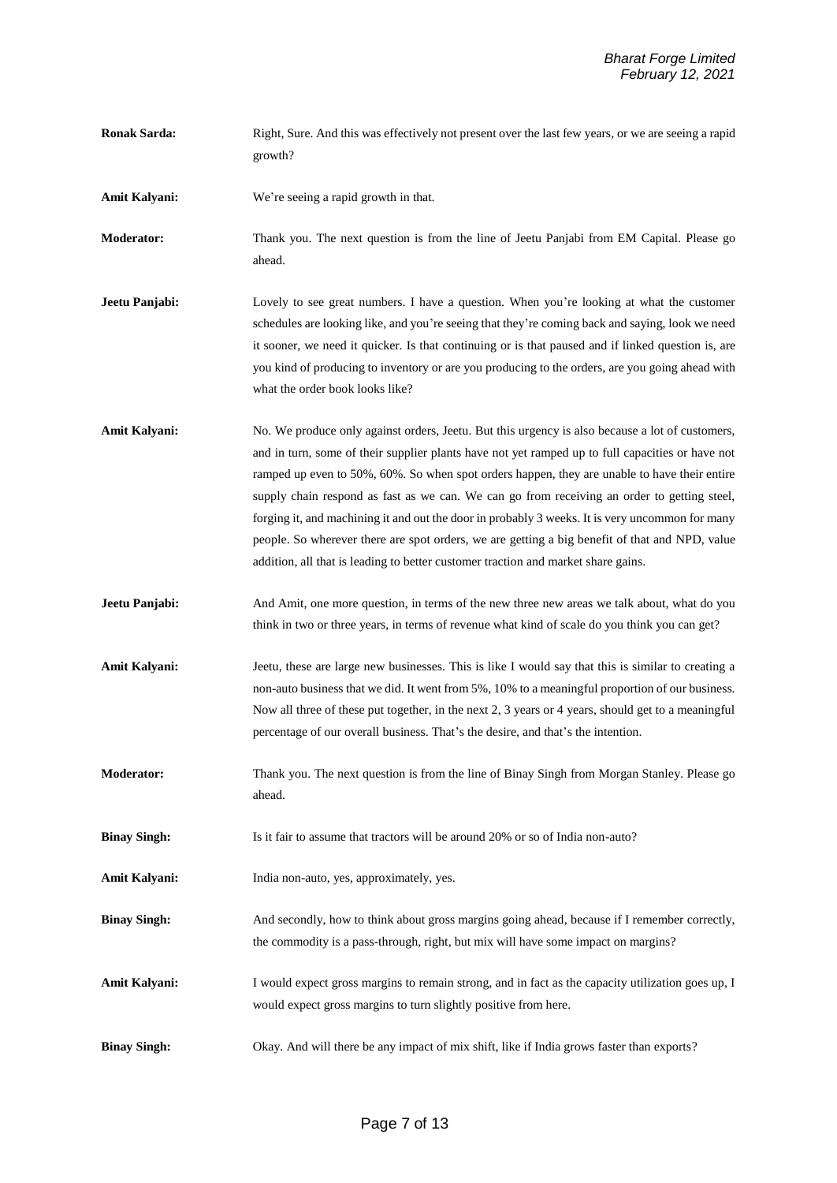**Ronak Sarda:** Right, Sure. And this was effectively not present over the last few years, or we are seeing a rapid growth?

**Amit Kalyani:** We're seeing a rapid growth in that.

**Moderator:** Thank you. The next question is from the line of Jeetu Panjabi from EM Capital. Please go ahead.

**Jeetu Panjabi:** Lovely to see great numbers. I have a question. When you're looking at what the customer schedules are looking like, and you're seeing that they're coming back and saying, look we need it sooner, we need it quicker. Is that continuing or is that paused and if linked question is, are you kind of producing to inventory or are you producing to the orders, are you going ahead with what the order book looks like?

**Amit Kalyani:** No. We produce only against orders, Jeetu. But this urgency is also because a lot of customers, and in turn, some of their supplier plants have not yet ramped up to full capacities or have not ramped up even to 50%, 60%. So when spot orders happen, they are unable to have their entire supply chain respond as fast as we can. We can go from receiving an order to getting steel, forging it, and machining it and out the door in probably 3 weeks. It is very uncommon for many people. So wherever there are spot orders, we are getting a big benefit of that and NPD, value addition, all that is leading to better customer traction and market share gains.

**Jeetu Panjabi:** And Amit, one more question, in terms of the new three new areas we talk about, what do you think in two or three years, in terms of revenue what kind of scale do you think you can get?

**Amit Kalyani:** Jeetu, these are large new businesses. This is like I would say that this is similar to creating a non-auto business that we did. It went from 5%, 10% to a meaningful proportion of our business. Now all three of these put together, in the next 2, 3 years or 4 years, should get to a meaningful percentage of our overall business. That's the desire, and that's the intention.

**Moderator:** Thank you. The next question is from the line of Binay Singh from Morgan Stanley. Please go ahead.

**Binay Singh:** Is it fair to assume that tractors will be around 20% or so of India non-auto?

**Amit Kalyani:** India non-auto, yes, approximately, yes.

**Binay Singh:** And secondly, how to think about gross margins going ahead, because if I remember correctly, the commodity is a pass-through, right, but mix will have some impact on margins?

**Amit Kalyani:** I would expect gross margins to remain strong, and in fact as the capacity utilization goes up, I would expect gross margins to turn slightly positive from here.

**Binay Singh:** Okay. And will there be any impact of mix shift, like if India grows faster than exports?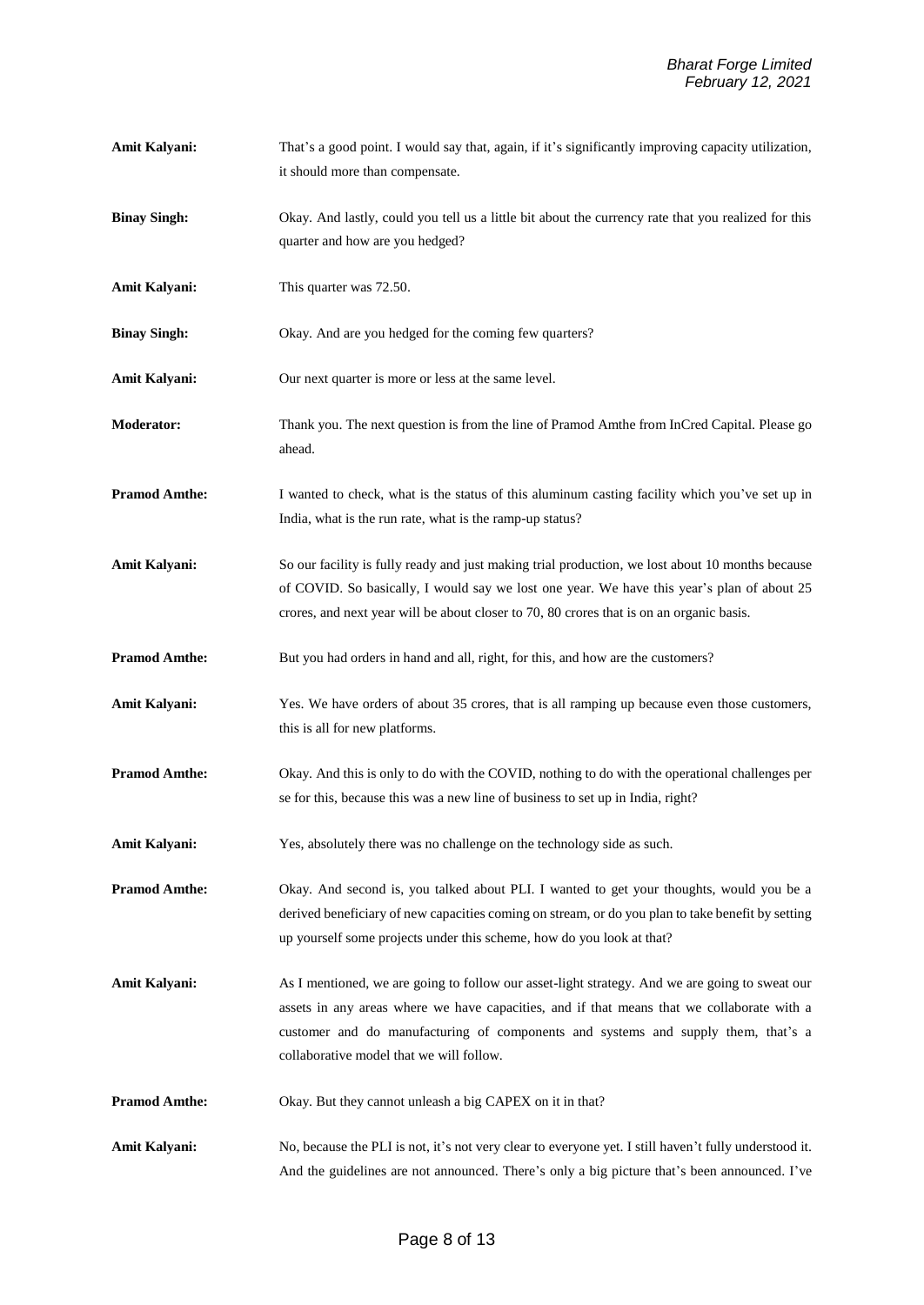**Amit Kalyani:** That's a good point. I would say that, again, if it's significantly improving capacity utilization, it should more than compensate.

**Binay Singh:** Okay. And lastly, could you tell us a little bit about the currency rate that you realized for this quarter and how are you hedged?

**Amit Kalyani:** This quarter was 72.50.

**Binay Singh:** Okay. And are you hedged for the coming few quarters?

**Amit Kalyani:** Our next quarter is more or less at the same level.

**Moderator:** Thank you. The next question is from the line of Pramod Amthe from InCred Capital. Please go ahead.

**Pramod Amthe:** I wanted to check, what is the status of this aluminum casting facility which you've set up in India, what is the run rate, what is the ramp-up status?

**Amit Kalyani:** So our facility is fully ready and just making trial production, we lost about 10 months because of COVID. So basically, I would say we lost one year. We have this year's plan of about 25 crores, and next year will be about closer to 70, 80 crores that is on an organic basis.

**Pramod Amthe:** But you had orders in hand and all, right, for this, and how are the customers?

**Amit Kalyani:** Yes. We have orders of about 35 crores, that is all ramping up because even those customers, this is all for new platforms.

**Pramod Amthe:** Okay. And this is only to do with the COVID, nothing to do with the operational challenges per se for this, because this was a new line of business to set up in India, right?

**Amit Kalyani:** Yes, absolutely there was no challenge on the technology side as such.

**Pramod Amthe:** Okay. And second is, you talked about PLI. I wanted to get your thoughts, would you be a derived beneficiary of new capacities coming on stream, or do you plan to take benefit by setting up yourself some projects under this scheme, how do you look at that?

**Amit Kalyani:** As I mentioned, we are going to follow our asset-light strategy. And we are going to sweat our assets in any areas where we have capacities, and if that means that we collaborate with a customer and do manufacturing of components and systems and supply them, that's a collaborative model that we will follow.

**Pramod Amthe:** Okay. But they cannot unleash a big CAPEX on it in that?

**Amit Kalyani:** No, because the PLI is not, it's not very clear to everyone yet. I still haven't fully understood it. And the guidelines are not announced. There's only a big picture that's been announced. I've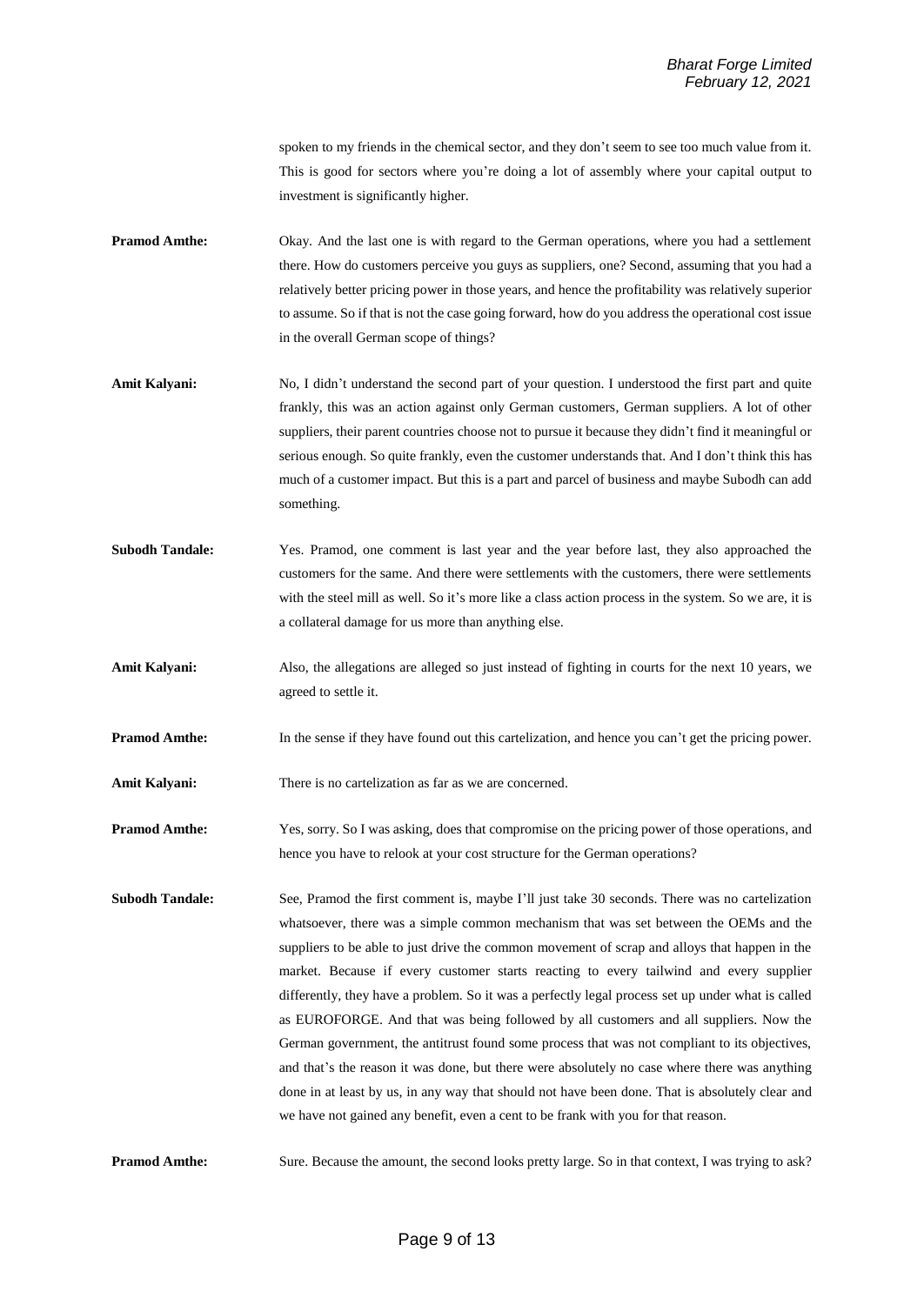spoken to my friends in the chemical sector, and they don't seem to see too much value from it. This is good for sectors where you're doing a lot of assembly where your capital output to investment is significantly higher.

**Pramod Amthe:** Okay. And the last one is with regard to the German operations, where you had a settlement there. How do customers perceive you guys as suppliers, one? Second, assuming that you had a relatively better pricing power in those years, and hence the profitability was relatively superior to assume. So if that is not the case going forward, how do you address the operational cost issue in the overall German scope of things?

**Amit Kalyani:** No, I didn't understand the second part of your question. I understood the first part and quite frankly, this was an action against only German customers, German suppliers. A lot of other suppliers, their parent countries choose not to pursue it because they didn't find it meaningful or serious enough. So quite frankly, even the customer understands that. And I don't think this has much of a customer impact. But this is a part and parcel of business and maybe Subodh can add something.

**Subodh Tandale:** Yes. Pramod, one comment is last year and the year before last, they also approached the customers for the same. And there were settlements with the customers, there were settlements with the steel mill as well. So it's more like a class action process in the system. So we are, it is a collateral damage for us more than anything else.

**Amit Kalyani:** Also, the allegations are alleged so just instead of fighting in courts for the next 10 years, we agreed to settle it.

**Pramod Amthe:** In the sense if they have found out this cartelization, and hence you can't get the pricing power.

**Amit Kalyani:** There is no cartelization as far as we are concerned.

**Pramod Amthe:** Yes, sorry. So I was asking, does that compromise on the pricing power of those operations, and hence you have to relook at your cost structure for the German operations?

**Subodh Tandale:** See, Pramod the first comment is, maybe I'll just take 30 seconds. There was no cartelization whatsoever, there was a simple common mechanism that was set between the OEMs and the suppliers to be able to just drive the common movement of scrap and alloys that happen in the market. Because if every customer starts reacting to every tailwind and every supplier differently, they have a problem. So it was a perfectly legal process set up under what is called as EUROFORGE. And that was being followed by all customers and all suppliers. Now the German government, the antitrust found some process that was not compliant to its objectives, and that's the reason it was done, but there were absolutely no case where there was anything done in at least by us, in any way that should not have been done. That is absolutely clear and we have not gained any benefit, even a cent to be frank with you for that reason.

**Pramod Amthe:** Sure. Because the amount, the second looks pretty large. So in that context, I was trying to ask?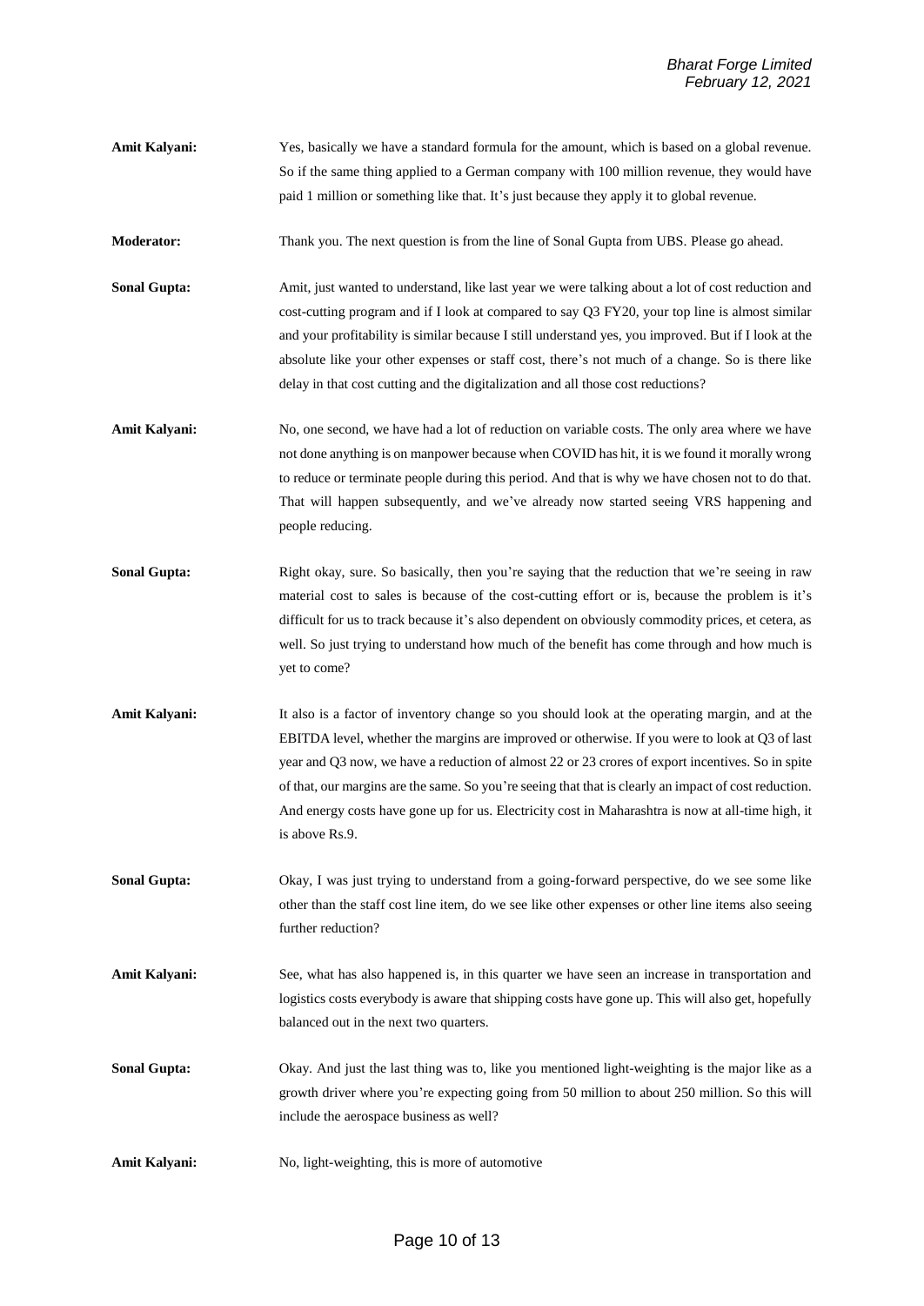**Amit Kalyani:** Yes, basically we have a standard formula for the amount, which is based on a global revenue. So if the same thing applied to a German company with 100 million revenue, they would have paid 1 million or something like that. It's just because they apply it to global revenue.

**Moderator:** Thank you. The next question is from the line of Sonal Gupta from UBS. Please go ahead.

**Sonal Gupta:** Amit, just wanted to understand, like last year we were talking about a lot of cost reduction and cost-cutting program and if I look at compared to say Q3 FY20, your top line is almost similar and your profitability is similar because I still understand yes, you improved. But if I look at the absolute like your other expenses or staff cost, there's not much of a change. So is there like delay in that cost cutting and the digitalization and all those cost reductions?

**Amit Kalyani:** No, one second, we have had a lot of reduction on variable costs. The only area where we have not done anything is on manpower because when COVID has hit, it is we found it morally wrong to reduce or terminate people during this period. And that is why we have chosen not to do that. That will happen subsequently, and we've already now started seeing VRS happening and people reducing.

**Sonal Gupta:** Right okay, sure. So basically, then you're saying that the reduction that we're seeing in raw material cost to sales is because of the cost-cutting effort or is, because the problem is it's difficult for us to track because it's also dependent on obviously commodity prices, et cetera, as well. So just trying to understand how much of the benefit has come through and how much is yet to come?

**Amit Kalyani:** It also is a factor of inventory change so you should look at the operating margin, and at the EBITDA level, whether the margins are improved or otherwise. If you were to look at Q3 of last year and Q3 now, we have a reduction of almost 22 or 23 crores of export incentives. So in spite of that, our margins are the same. So you're seeing that that is clearly an impact of cost reduction. And energy costs have gone up for us. Electricity cost in Maharashtra is now at all-time high, it is above Rs.9.

**Sonal Gupta:** Okay, I was just trying to understand from a going-forward perspective, do we see some like other than the staff cost line item, do we see like other expenses or other line items also seeing further reduction?

**Amit Kalyani:** See, what has also happened is, in this quarter we have seen an increase in transportation and logistics costs everybody is aware that shipping costs have gone up. This will also get, hopefully balanced out in the next two quarters.

**Sonal Gupta:** Okay. And just the last thing was to, like you mentioned light-weighting is the major like as a growth driver where you're expecting going from 50 million to about 250 million. So this will include the aerospace business as well?

**Amit Kalyani:** No, light-weighting, this is more of automotive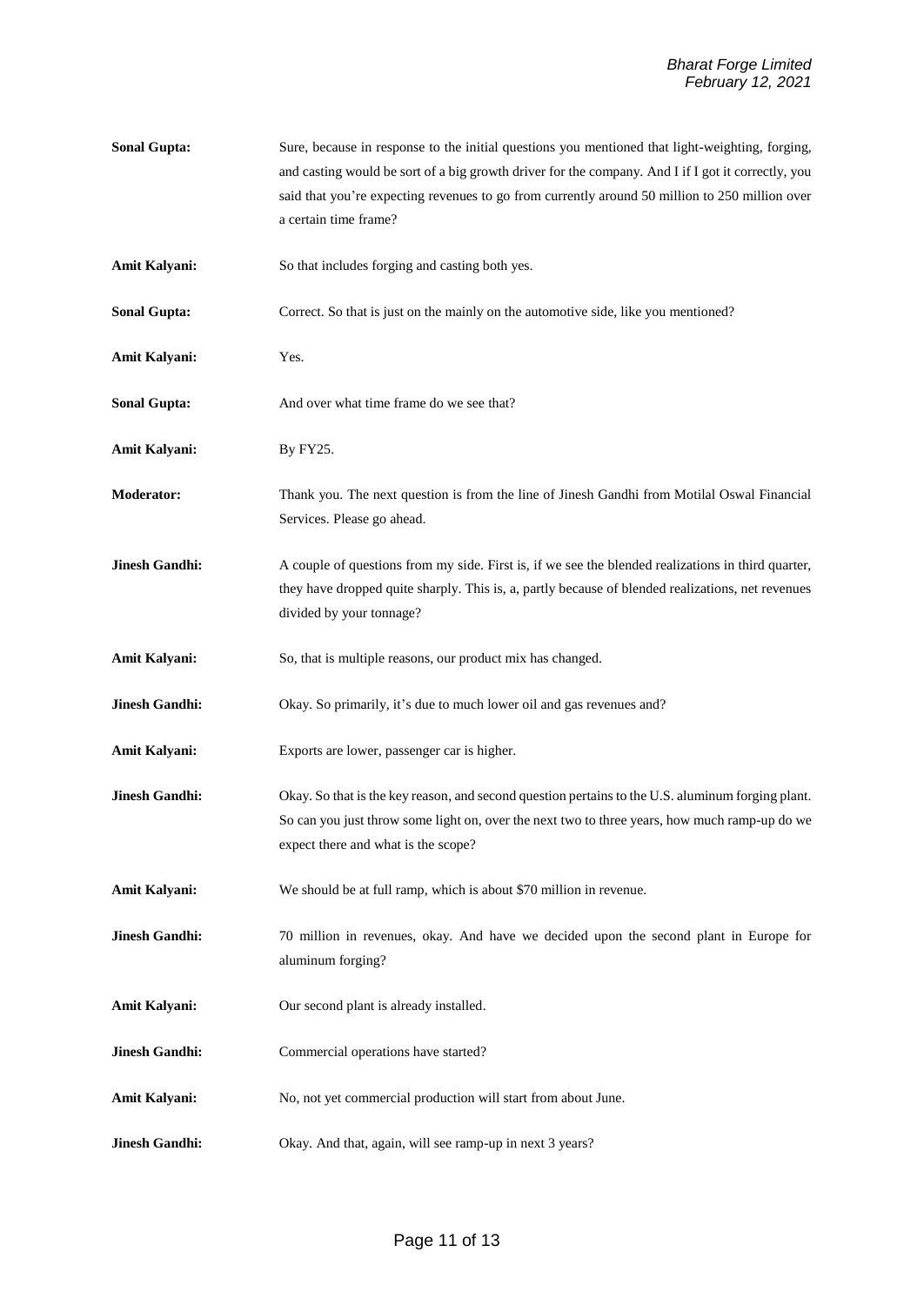**Sonal Gupta:** Sure, because in response to the initial questions you mentioned that light-weighting, forging, and casting would be sort of a big growth driver for the company. And I if I got it correctly, you said that you're expecting revenues to go from currently around 50 million to 250 million over a certain time frame?

**Amit Kalyani:** So that includes forging and casting both yes.

**Sonal Gupta:** Correct. So that is just on the mainly on the automotive side, like you mentioned?

**Amit Kalyani:** Yes.

**Sonal Gupta:** And over what time frame do we see that?

**Amit Kalyani:** By FY25.

**Moderator:** Thank you. The next question is from the line of Jinesh Gandhi from Motilal Oswal Financial Services. Please go ahead.

**Jinesh Gandhi:** A couple of questions from my side. First is, if we see the blended realizations in third quarter, they have dropped quite sharply. This is, a, partly because of blended realizations, net revenues divided by your tonnage?

**Amit Kalyani:** So, that is multiple reasons, our product mix has changed.

**Jinesh Gandhi:** Okay. So primarily, it's due to much lower oil and gas revenues and?

**Amit Kalyani:** Exports are lower, passenger car is higher.

**Jinesh Gandhi:** Okay. So that is the key reason, and second question pertains to the U.S. aluminum forging plant. So can you just throw some light on, over the next two to three years, how much ramp-up do we expect there and what is the scope?

**Amit Kalyani:** We should be at full ramp, which is about $70 million in revenue.

**Jinesh Gandhi:** 70 million in revenues, okay. And have we decided upon the second plant in Europe for aluminum forging?

**Amit Kalyani:** Our second plant is already installed.

**Jinesh Gandhi:** Commercial operations have started?

**Amit Kalyani:** No, not yet commercial production will start from about June.

**Jinesh Gandhi:** Okay. And that, again, will see ramp-up in next 3 years?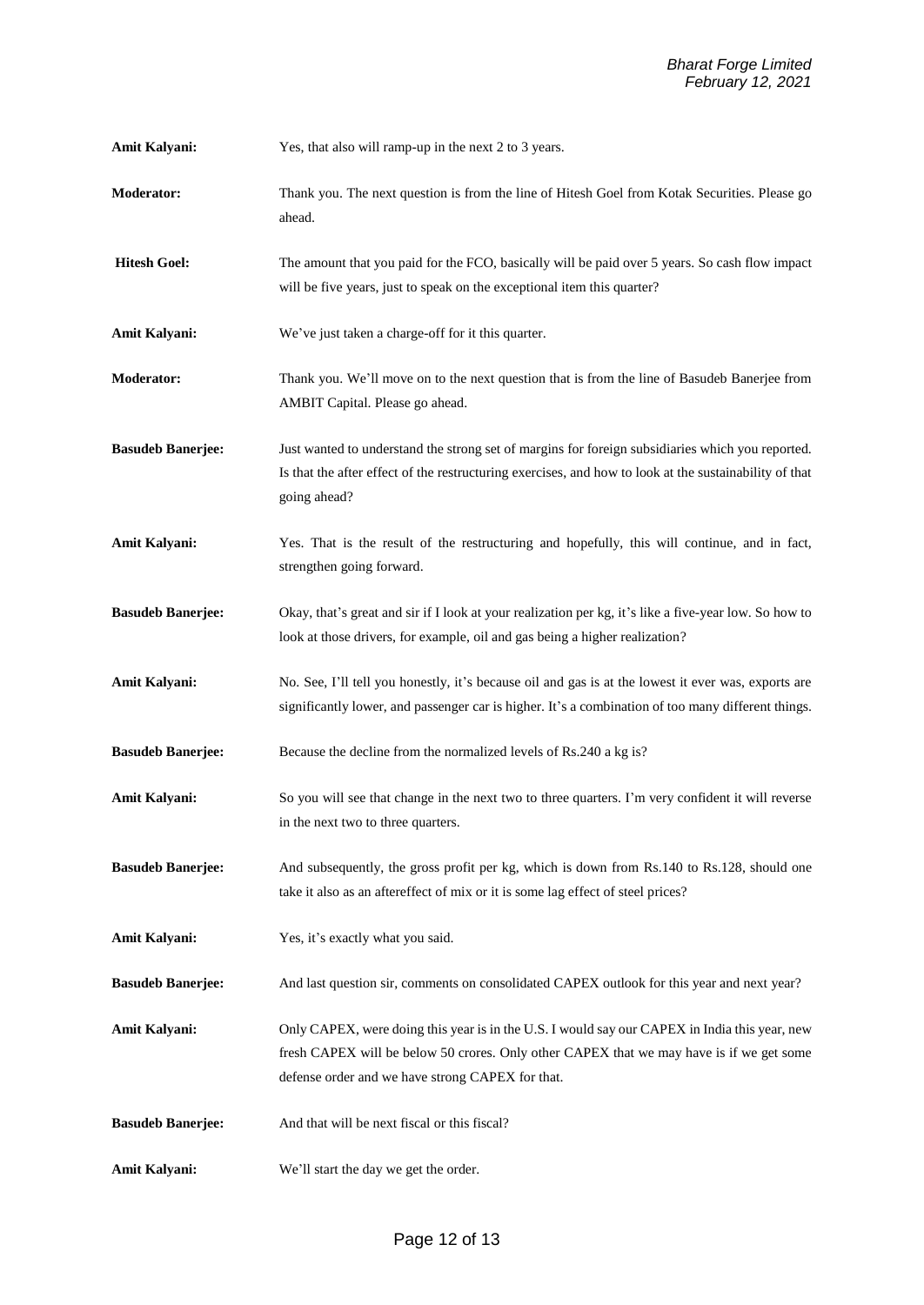**Amit Kalyani:** Yes, that also will ramp-up in the next 2 to 3 years.

**Moderator:** Thank you. The next question is from the line of Hitesh Goel from Kotak Securities. Please go ahead.

**Hitesh Goel:** The amount that you paid for the FCO, basically will be paid over 5 years. So cash flow impact will be five years, just to speak on the exceptional item this quarter?

**Amit Kalyani:** We've just taken a charge-off for it this quarter.

**Moderator:** Thank you. We'll move on to the next question that is from the line of Basudeb Banerjee from AMBIT Capital. Please go ahead.

**Basudeb Banerjee:** Just wanted to understand the strong set of margins for foreign subsidiaries which you reported. Is that the after effect of the restructuring exercises, and how to look at the sustainability of that going ahead?

**Amit Kalyani:** Yes. That is the result of the restructuring and hopefully, this will continue, and in fact, strengthen going forward.

**Basudeb Banerjee:** Okay, that's great and sir if I look at your realization per kg, it's like a five-year low. So how to look at those drivers, for example, oil and gas being a higher realization?

**Amit Kalyani:** No. See, I'll tell you honestly, it's because oil and gas is at the lowest it ever was, exports are significantly lower, and passenger car is higher. It's a combination of too many different things.

**Basudeb Banerjee:** Because the decline from the normalized levels of Rs.240 a kg is?

**Amit Kalyani:** So you will see that change in the next two to three quarters. I'm very confident it will reverse in the next two to three quarters.

**Basudeb Banerjee:** And subsequently, the gross profit per kg, which is down from Rs.140 to Rs.128, should one take it also as an aftereffect of mix or it is some lag effect of steel prices?

**Amit Kalyani:** Yes, it's exactly what you said.

**Basudeb Banerjee:** And last question sir, comments on consolidated CAPEX outlook for this year and next year?

**Amit Kalyani:** Only CAPEX, were doing this year is in the U.S. I would say our CAPEX in India this year, new fresh CAPEX will be below 50 crores. Only other CAPEX that we may have is if we get some defense order and we have strong CAPEX for that.

**Basudeb Banerjee:** And that will be next fiscal or this fiscal?

**Amit Kalyani:** We'll start the day we get the order.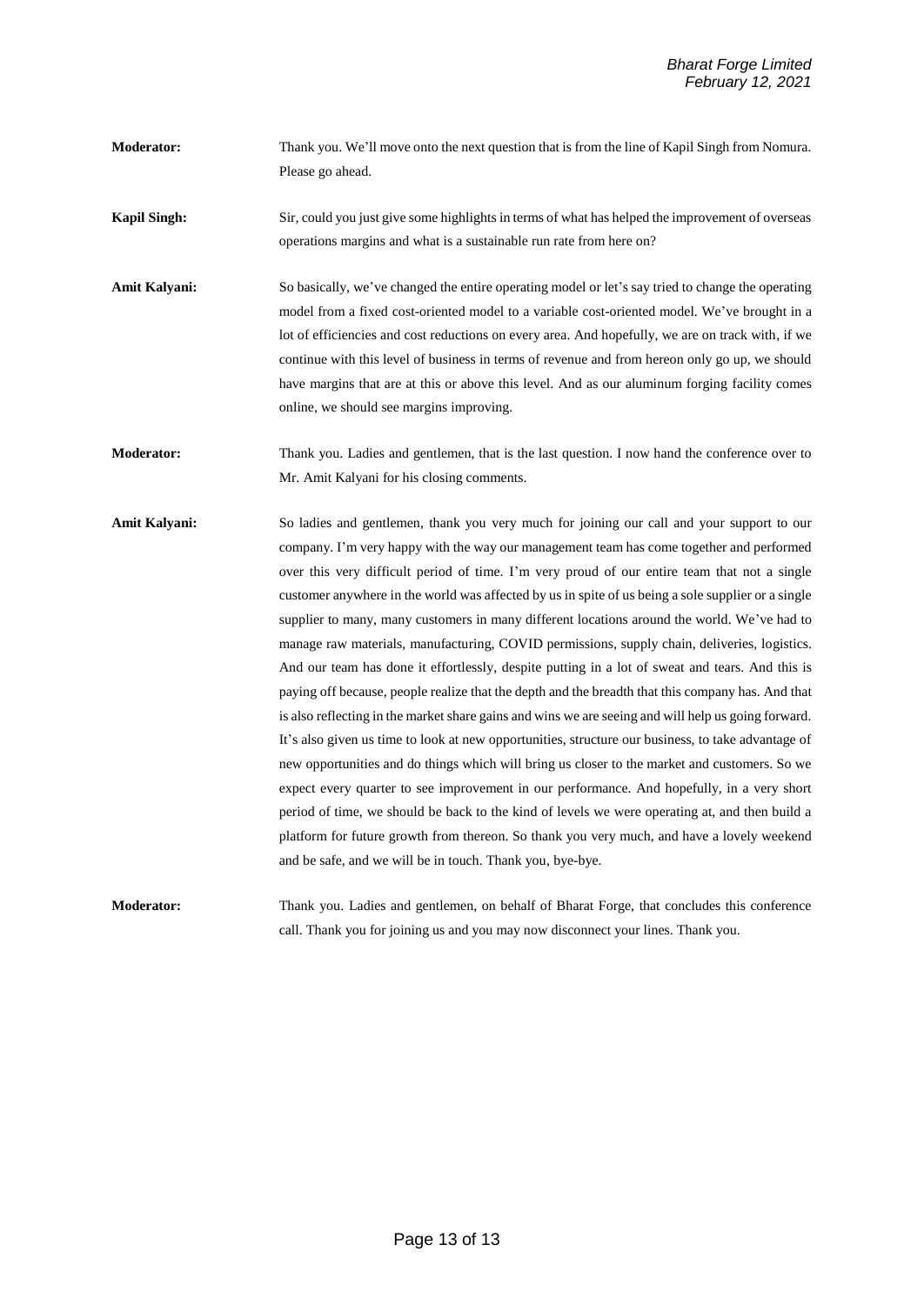**Moderator:** Thank you. We'll move onto the next question that is from the line of Kapil Singh from Nomura. Please go ahead.

**Kapil Singh:** Sir, could you just give some highlights in terms of what has helped the improvement of overseas operations margins and what is a sustainable run rate from here on?

**Amit Kalyani:** So basically, we've changed the entire operating model or let's say tried to change the operating model from a fixed cost-oriented model to a variable cost-oriented model. We've brought in a lot of efficiencies and cost reductions on every area. And hopefully, we are on track with, if we continue with this level of business in terms of revenue and from hereon only go up, we should have margins that are at this or above this level. And as our aluminum forging facility comes online, we should see margins improving.

**Moderator:** Thank you. Ladies and gentlemen, that is the last question. I now hand the conference over to Mr. Amit Kalyani for his closing comments.

**Amit Kalyani:** So ladies and gentlemen, thank you very much for joining our call and your support to our company. I'm very happy with the way our management team has come together and performed over this very difficult period of time. I'm very proud of our entire team that not a single customer anywhere in the world was affected by us in spite of us being a sole supplier or a single supplier to many, many customers in many different locations around the world. We've had to manage raw materials, manufacturing, COVID permissions, supply chain, deliveries, logistics. And our team has done it effortlessly, despite putting in a lot of sweat and tears. And this is paying off because, people realize that the depth and the breadth that this company has. And that is also reflecting in the market share gains and wins we are seeing and will help us going forward. It's also given us time to look at new opportunities, structure our business, to take advantage of new opportunities and do things which will bring us closer to the market and customers. So we expect every quarter to see improvement in our performance. And hopefully, in a very short period of time, we should be back to the kind of levels we were operating at, and then build a platform for future growth from thereon. So thank you very much, and have a lovely weekend and be safe, and we will be in touch. Thank you, bye-bye.

**Moderator:** Thank you. Ladies and gentlemen, on behalf of Bharat Forge, that concludes this conference call. Thank you for joining us and you may now disconnect your lines. Thank you.